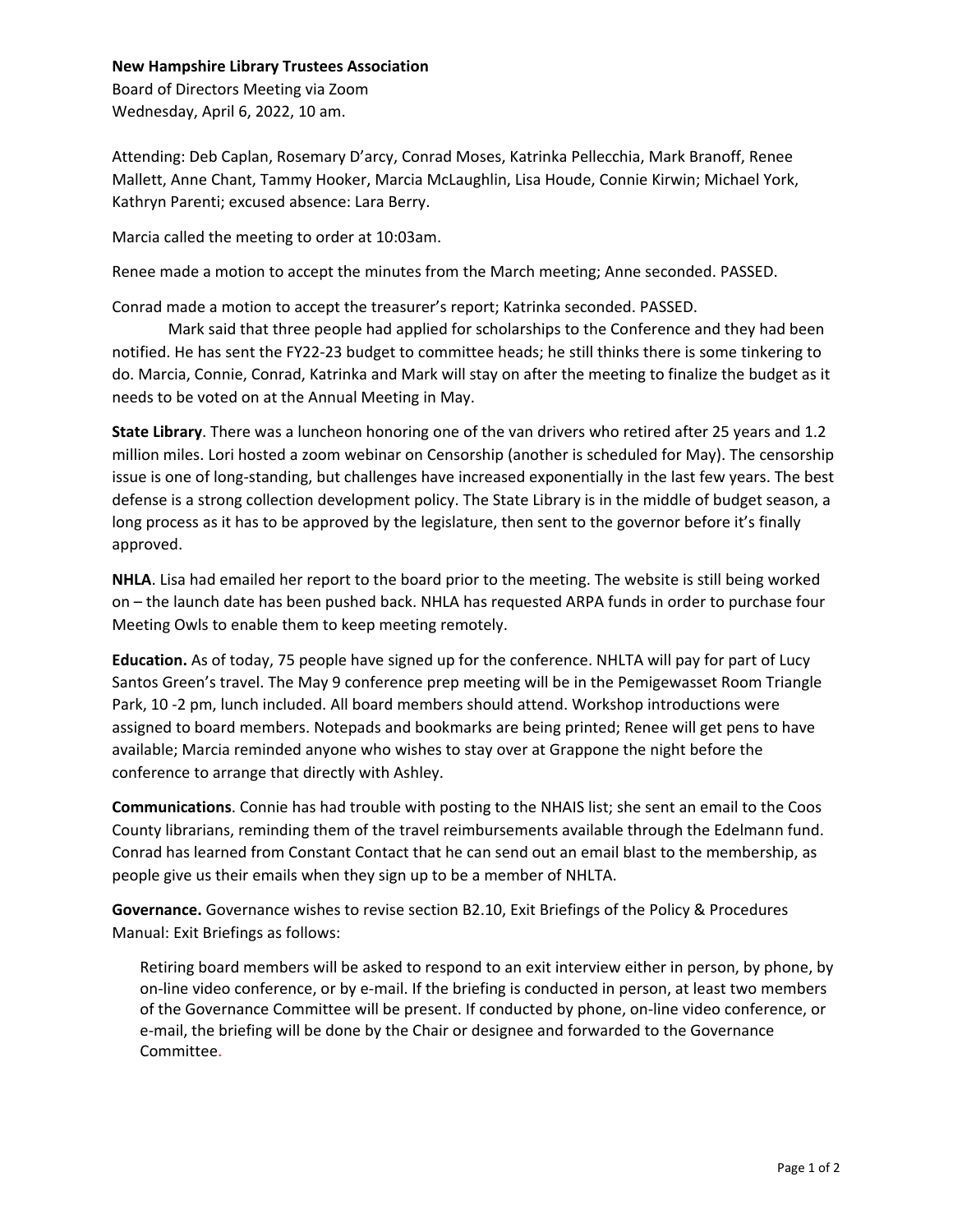**New Hampshire Library Trustees Association**
Board of Directors Meeting via Zoom
Wednesday, April 6, 2022, 10 am.

Attending: Deb Caplan, Rosemary D'arcy, Conrad Moses, Katrinka Pellecchia, Mark Branoff, Renee Mallett, Anne Chant, Tammy Hooker, Marcia McLaughlin, Lisa Houde, Connie Kirwin; Michael York, Kathryn Parenti; excused absence: Lara Berry.

Marcia called the meeting to order at 10:03am.

Renee made a motion to accept the minutes from the March meeting; Anne seconded. PASSED.

Conrad made a motion to accept the treasurer's report; Katrinka seconded. PASSED.

Mark said that three people had applied for scholarships to the Conference and they had been notified. He has sent the FY22-23 budget to committee heads; he still thinks there is some tinkering to do. Marcia, Connie, Conrad, Katrinka and Mark will stay on after the meeting to finalize the budget as it needs to be voted on at the Annual Meeting in May.

**State Library**. There was a luncheon honoring one of the van drivers who retired after 25 years and 1.2 million miles. Lori hosted a zoom webinar on Censorship (another is scheduled for May). The censorship issue is one of long-standing, but challenges have increased exponentially in the last few years. The best defense is a strong collection development policy. The State Library is in the middle of budget season, a long process as it has to be approved by the legislature, then sent to the governor before it's finally approved.

**NHLA**. Lisa had emailed her report to the board prior to the meeting. The website is still being worked on – the launch date has been pushed back. NHLA has requested ARPA funds in order to purchase four Meeting Owls to enable them to keep meeting remotely.

**Education.** As of today, 75 people have signed up for the conference. NHLTA will pay for part of Lucy Santos Green's travel. The May 9 conference prep meeting will be in the Pemigewasset Room Triangle Park, 10 -2 pm, lunch included. All board members should attend. Workshop introductions were assigned to board members. Notepads and bookmarks are being printed; Renee will get pens to have available; Marcia reminded anyone who wishes to stay over at Grappone the night before the conference to arrange that directly with Ashley.

**Communications**. Connie has had trouble with posting to the NHAIS list; she sent an email to the Coos County librarians, reminding them of the travel reimbursements available through the Edelmann fund. Conrad has learned from Constant Contact that he can send out an email blast to the membership, as people give us their emails when they sign up to be a member of NHLTA.

**Governance.** Governance wishes to revise section B2.10, Exit Briefings of the Policy & Procedures Manual: Exit Briefings as follows:

> Retiring board members will be asked to respond to an exit interview either in person, by phone, by on-line video conference, or by e-mail. If the briefing is conducted in person, at least two members of the Governance Committee will be present. If conducted by phone, on-line video conference, or e-mail, the briefing will be done by the Chair or designee and forwarded to the Governance Committee.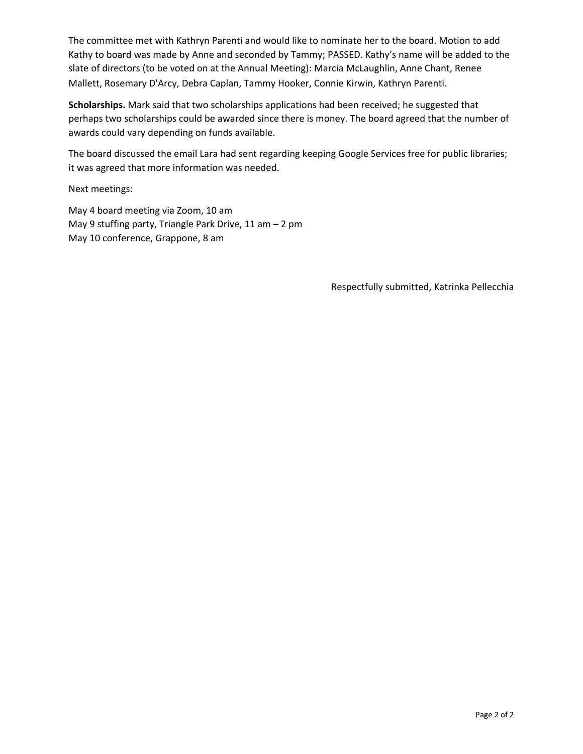The committee met with Kathryn Parenti and would like to nominate her to the board. Motion to add Kathy to board was made by Anne and seconded by Tammy; PASSED. Kathy's name will be added to the slate of directors (to be voted on at the Annual Meeting): Marcia McLaughlin, Anne Chant, Renee Mallett, Rosemary D'Arcy, Debra Caplan, Tammy Hooker, Connie Kirwin, Kathryn Parenti.

**Scholarships.** Mark said that two scholarships applications had been received; he suggested that perhaps two scholarships could be awarded since there is money. The board agreed that the number of awards could vary depending on funds available.

The board discussed the email Lara had sent regarding keeping Google Services free for public libraries; it was agreed that more information was needed.

Next meetings:

May 4 board meeting via Zoom, 10 am
May 9 stuffing party, Triangle Park Drive, 11 am – 2 pm
May 10 conference, Grappone, 8 am

Respectfully submitted, Katrinka Pellecchia